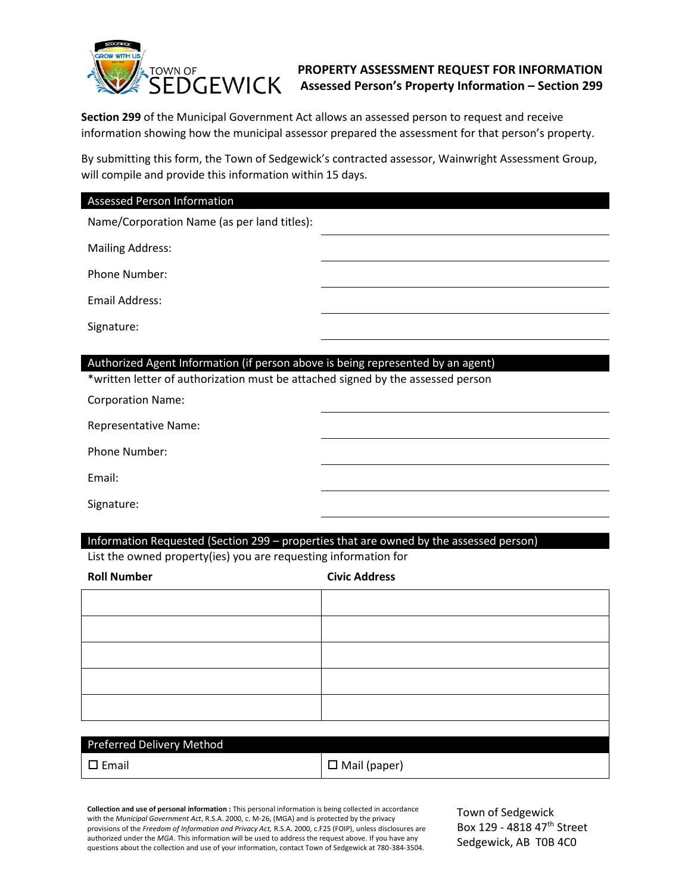TOWN OF SEDGEWICK

# PROPERTY ASSESSMENT REQUEST FOR INFORMATION

## Assessed Person's Property Information – Section 299

**Section 299** of the Municipal Government Act allows an assessed person to request and receive information showing how the municipal assessor prepared the assessment for that person's property.

By submitting this form, the Town of Sedgewick's contracted assessor, Wainwright Assessment Group, will compile and provide this information within 15 days.

### Assessed Person Information

Name/Corporation Name (as per land titles): ____________________

Mailing Address: ____________________

Phone Number: ____________________

Email Address: ____________________

Signature: ____________________

### Authorized Agent Information (if person above is being represented by an agent)

*written letter of authorization must be attached signed by the assessed person

Corporation Name: ____________________

Representative Name: ____________________

Phone Number: ____________________

Email: ____________________

Signature: ____________________

### Information Requested (Section 299 – properties that are owned by the assessed person)

List the owned property(ies) you are requesting information for

| Roll Number | Civic Address |
| --- | --- |
| | |
| | |
| | |
| | |
| | |

### Preferred Delivery Method

| ☐ Email | ☐ Mail (paper) |
| --- | --- |

**Collection and use of personal information :** This personal information is being collected in accordance with the *Municipal Government Act*, R.S.A. 2000, c. M-26, (MGA) and is protected by the privacy provisions of the *Freedom of Information and Privacy Act,* R.S.A. 2000, c.F25 (FOIP), unless disclosures are authorized under the *MGA*. This information will be used to address the request above. If you have any questions about the collection and use of your information, contact Town of Sedgewick at 780-384-3504.

Town of Sedgewick
Box 129 - 4818 47th Street
Sedgewick, AB T0B 4C0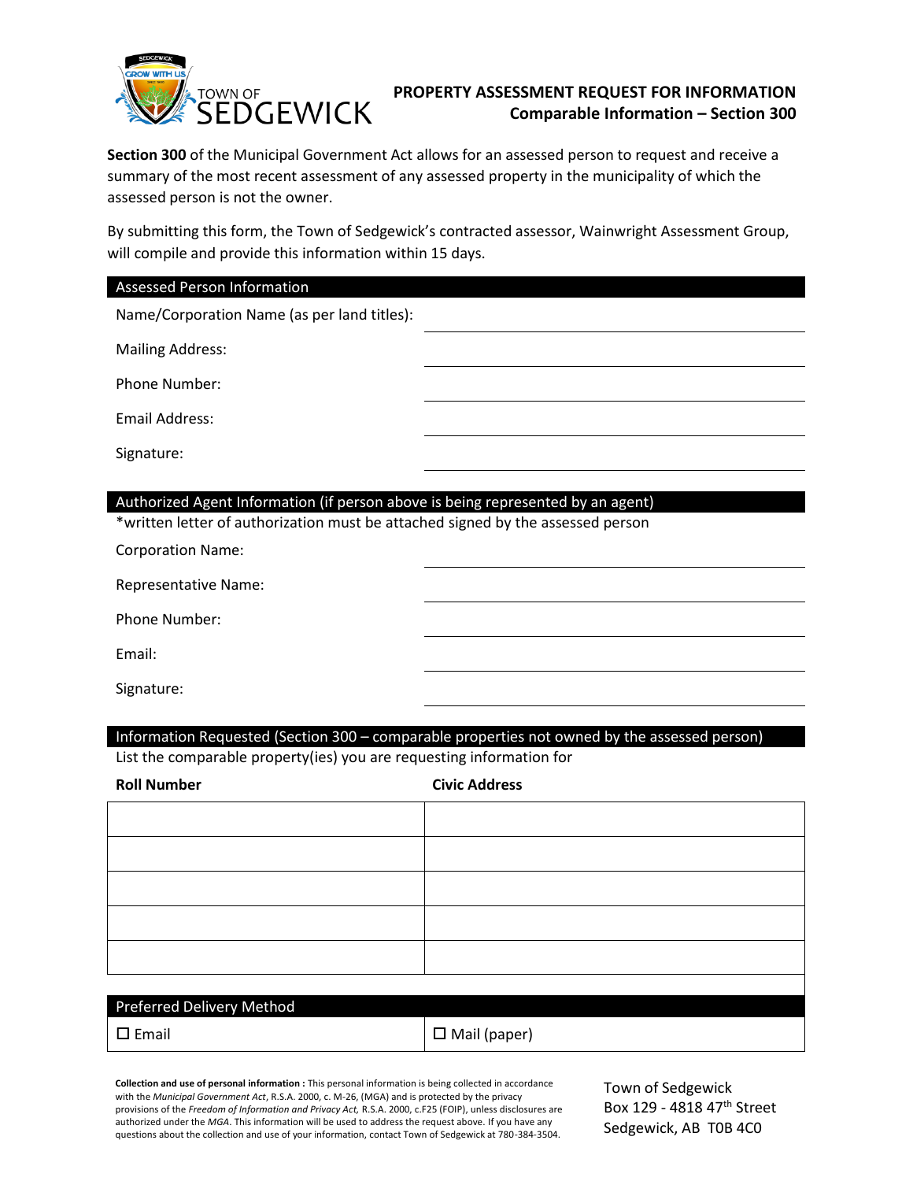# PROPERTY ASSESSMENT REQUEST FOR INFORMATION

## Comparable Information – Section 300

**Section 300** of the Municipal Government Act allows for an assessed person to request and receive a summary of the most recent assessment of any assessed property in the municipality of which the assessed person is not the owner.

By submitting this form, the Town of Sedgewick's contracted assessor, Wainwright Assessment Group, will compile and provide this information within 15 days.

### Assessed Person Information

Name/Corporation Name (as per land titles): \_\_\_\_\_\_\_\_\_\_\_\_\_\_\_\_\_\_\_\_

Mailing Address: \_\_\_\_\_\_\_\_\_\_\_\_\_\_\_\_\_\_\_\_

Phone Number: \_\_\_\_\_\_\_\_\_\_\_\_\_\_\_\_\_\_\_\_

Email Address: \_\_\_\_\_\_\_\_\_\_\_\_\_\_\_\_\_\_\_\_

Signature: \_\_\_\_\_\_\_\_\_\_\_\_\_\_\_\_\_\_\_\_

### Authorized Agent Information (if person above is being represented by an agent)

*written letter of authorization must be attached signed by the assessed person

Corporation Name: \_\_\_\_\_\_\_\_\_\_\_\_\_\_\_\_\_\_\_\_

Representative Name: \_\_\_\_\_\_\_\_\_\_\_\_\_\_\_\_\_\_\_\_

Phone Number: \_\_\_\_\_\_\_\_\_\_\_\_\_\_\_\_\_\_\_\_

Email: \_\_\_\_\_\_\_\_\_\_\_\_\_\_\_\_\_\_\_\_

Signature: \_\_\_\_\_\_\_\_\_\_\_\_\_\_\_\_\_\_\_\_

### Information Requested (Section 300 – comparable properties not owned by the assessed person)

List the comparable property(ies) you are requesting information for

| Roll Number | Civic Address |
|---|---|
| | |
| | |
| | |
| | |
| | |

### Preferred Delivery Method

| | |
|---|---|
| ☐ Email | ☐ Mail (paper) |

**Collection and use of personal information :** This personal information is being collected in accordance with the *Municipal Government Act*, R.S.A. 2000, c. M-26, (MGA) and is protected by the privacy provisions of the *Freedom of Information and Privacy Act,* R.S.A. 2000, c.F25 (FOIP), unless disclosures are authorized under the *MGA*. This information will be used to address the request above. If you have any questions about the collection and use of your information, contact Town of Sedgewick at 780-384-3504.

Town of Sedgewick
Box 129 - 4818 47th Street
Sedgewick, AB T0B 4C0